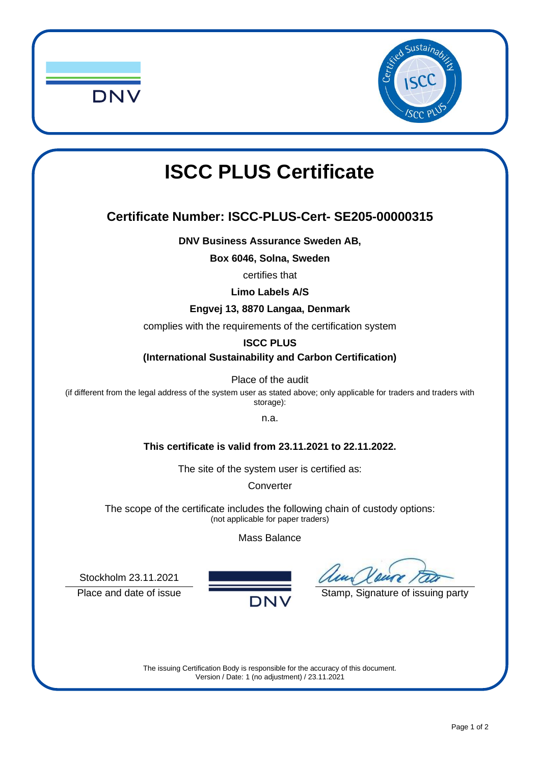# ISCC PLUS Certificate

## Certificate Number: ISCC-PLUS-Cert- SE205-00000315

**DNV Business Assurance Sweden AB,**

**Box 6046, Solna, Sweden**

certifies that

**Limo Labels A/S**

**Engvej 13, 8870 Langaa, Denmark**

complies with the requirements of the certification system

**ISCC PLUS**

**(International Sustainability and Carbon Certification)**

Place of the audit

(if different from the legal address of the system user as stated above; only applicable for traders and traders with storage):

n.a.

**This certificate is valid from 23.11.2021 to 22.11.2022.**

The site of the system user is certified as:

Converter

The scope of the certificate includes the following chain of custody options:
(not applicable for paper traders)

Mass Balance

Stockholm 23.11.2021

Place and date of issue

Stamp, Signature of issuing party

The issuing Certification Body is responsible for the accuracy of this document.
Version / Date: 1 (no adjustment) / 23.11.2021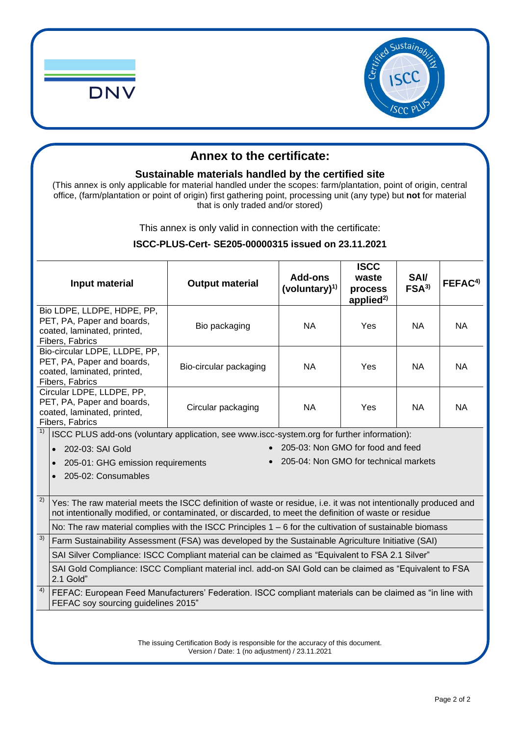## Annex to the certificate:

### Sustainable materials handled by the certified site

(This annex is only applicable for material handled under the scopes: farm/plantation, point of origin, central office, (farm/plantation or point of origin) first gathering point, processing unit (any type) but **not** for material that is only traded and/or stored)

This annex is only valid in connection with the certificate:

**ISCC-PLUS-Cert- SE205-00000315 issued on 23.11.2021**

| Input material | Output material | Add-ons (voluntary)[1] | ISCC waste process applied[2] | SAI/ FSA[3] | FEFAC[4] |
|---|---|---|---|---|---|
| Bio LDPE, LLDPE, HDPE, PP, PET, PA, Paper and boards, coated, laminated, printed, Fibers, Fabrics | Bio packaging | NA | Yes | NA | NA |
| Bio-circular LDPE, LLDPE, PP, PET, PA, Paper and boards, coated, laminated, printed, Fibers, Fabrics | Bio-circular packaging | NA | Yes | NA | NA |
| Circular LDPE, LLDPE, PP, PET, PA, Paper and boards, coated, laminated, printed, Fibers, Fabrics | Circular packaging | NA | Yes | NA | NA |

1) ISCC PLUS add-ons (voluntary application, see www.iscc-system.org for further information):

- 202-03: SAI Gold
- 205-01: GHG emission requirements
- 205-02: Consumables
- 205-03: Non GMO for food and feed
- 205-04: Non GMO for technical markets

2) Yes: The raw material meets the ISCC definition of waste or residue, i.e. it was not intentionally produced and not intentionally modified, or contaminated, or discarded, to meet the definition of waste or residue

No: The raw material complies with the ISCC Principles 1 – 6 for the cultivation of sustainable biomass

3) Farm Sustainability Assessment (FSA) was developed by the Sustainable Agriculture Initiative (SAI)

SAI Silver Compliance: ISCC Compliant material can be claimed as "Equivalent to FSA 2.1 Silver"

SAI Gold Compliance: ISCC Compliant material incl. add-on SAI Gold can be claimed as "Equivalent to FSA 2.1 Gold"

4) FEFAC: European Feed Manufacturers' Federation. ISCC compliant materials can be claimed as "in line with FEFAC soy sourcing guidelines 2015"

The issuing Certification Body is responsible for the accuracy of this document.
Version / Date: 1 (no adjustment) / 23.11.2021